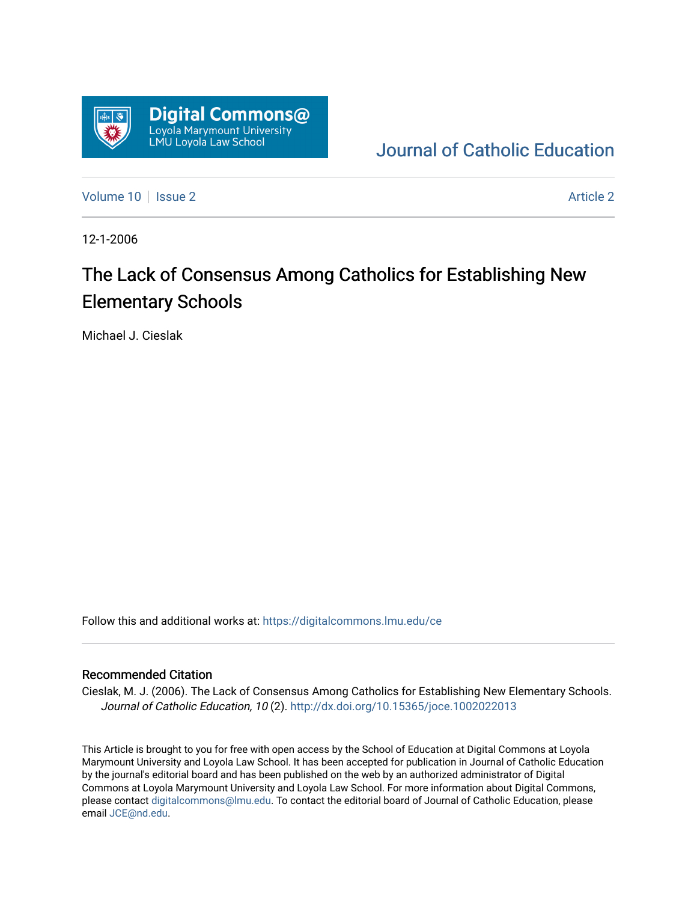Digital Commons@
Loyola Marymount University
LMU Loyola Law School

Journal of Catholic Education

Volume 10 | Issue 2 Article 2

12-1-2006

# The Lack of Consensus Among Catholics for Establishing New Elementary Schools

Michael J. Cieslak

Follow this and additional works at: https://digitalcommons.lmu.edu/ce

## Recommended Citation

Cieslak, M. J. (2006). The Lack of Consensus Among Catholics for Establishing New Elementary Schools. *Journal of Catholic Education, 10* (2). http://dx.doi.org/10.15365/joce.1002022013

This Article is brought to you for free with open access by the School of Education at Digital Commons at Loyola Marymount University and Loyola Law School. It has been accepted for publication in Journal of Catholic Education by the journal's editorial board and has been published on the web by an authorized administrator of Digital Commons at Loyola Marymount University and Loyola Law School. For more information about Digital Commons, please contact digitalcommons@lmu.edu. To contact the editorial board of Journal of Catholic Education, please email JCE@nd.edu.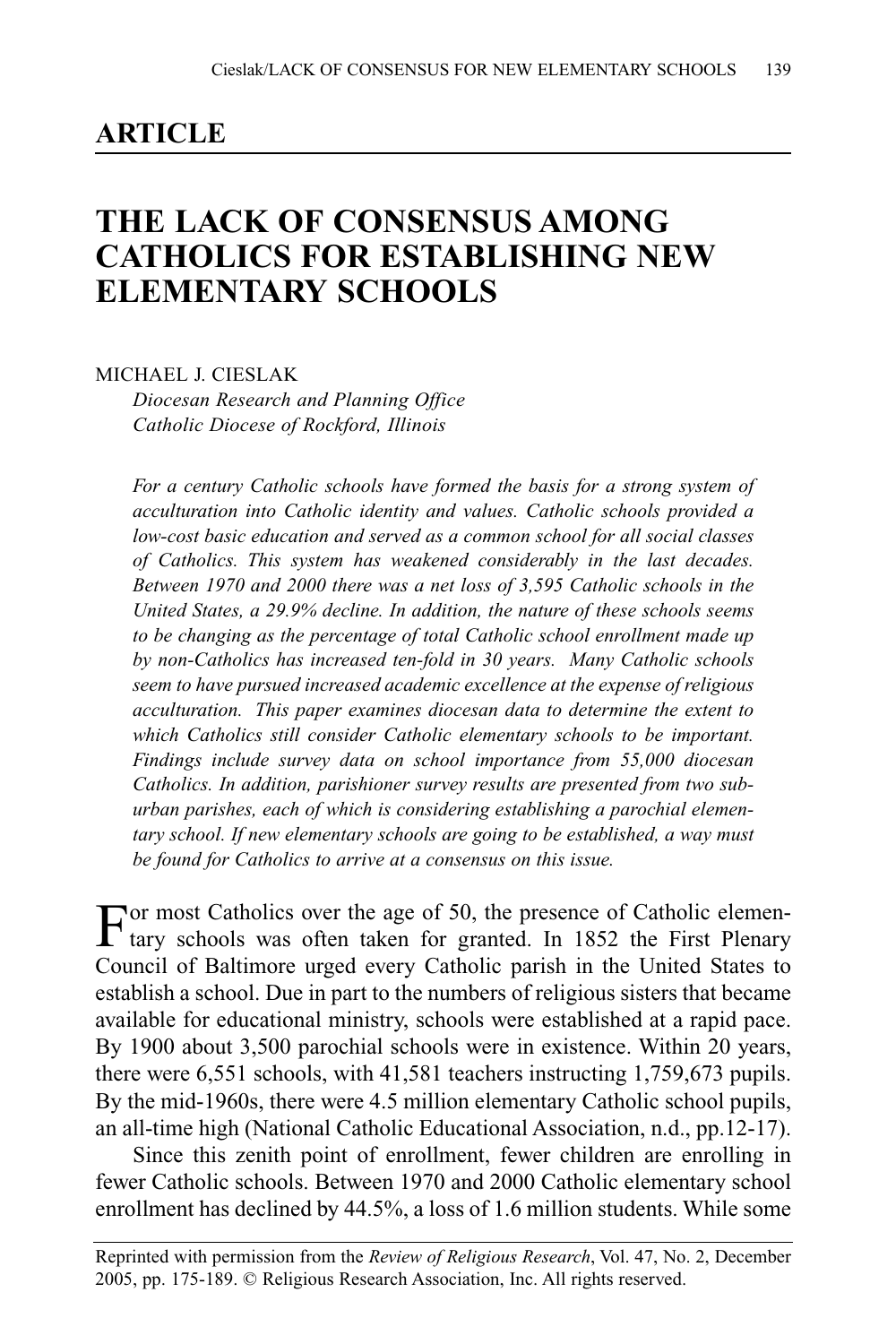**ARTICLE**

# THE LACK OF CONSENSUS AMONG CATHOLICS FOR ESTABLISHING NEW ELEMENTARY SCHOOLS

MICHAEL J. CIESLAK
*Diocesan Research and Planning Office*
*Catholic Diocese of Rockford, Illinois*

*For a century Catholic schools have formed the basis for a strong system of acculturation into Catholic identity and values. Catholic schools provided a low-cost basic education and served as a common school for all social classes of Catholics. This system has weakened considerably in the last decades. Between 1970 and 2000 there was a net loss of 3,595 Catholic schools in the United States, a 29.9% decline. In addition, the nature of these schools seems to be changing as the percentage of total Catholic school enrollment made up by non-Catholics has increased ten-fold in 30 years. Many Catholic schools seem to have pursued increased academic excellence at the expense of religious acculturation. This paper examines diocesan data to determine the extent to which Catholics still consider Catholic elementary schools to be important. Findings include survey data on school importance from 55,000 diocesan Catholics. In addition, parishioner survey results are presented from two suburban parishes, each of which is considering establishing a parochial elementary school. If new elementary schools are going to be established, a way must be found for Catholics to arrive at a consensus on this issue.*

For most Catholics over the age of 50, the presence of Catholic elementary schools was often taken for granted. In 1852 the First Plenary Council of Baltimore urged every Catholic parish in the United States to establish a school. Due in part to the numbers of religious sisters that became available for educational ministry, schools were established at a rapid pace. By 1900 about 3,500 parochial schools were in existence. Within 20 years, there were 6,551 schools, with 41,581 teachers instructing 1,759,673 pupils. By the mid-1960s, there were 4.5 million elementary Catholic school pupils, an all-time high (National Catholic Educational Association, n.d., pp.12-17).

Since this zenith point of enrollment, fewer children are enrolling in fewer Catholic schools. Between 1970 and 2000 Catholic elementary school enrollment has declined by 44.5%, a loss of 1.6 million students. While some

Reprinted with permission from the *Review of Religious Research*, Vol. 47, No. 2, December 2005, pp. 175-189. © Religious Research Association, Inc. All rights reserved.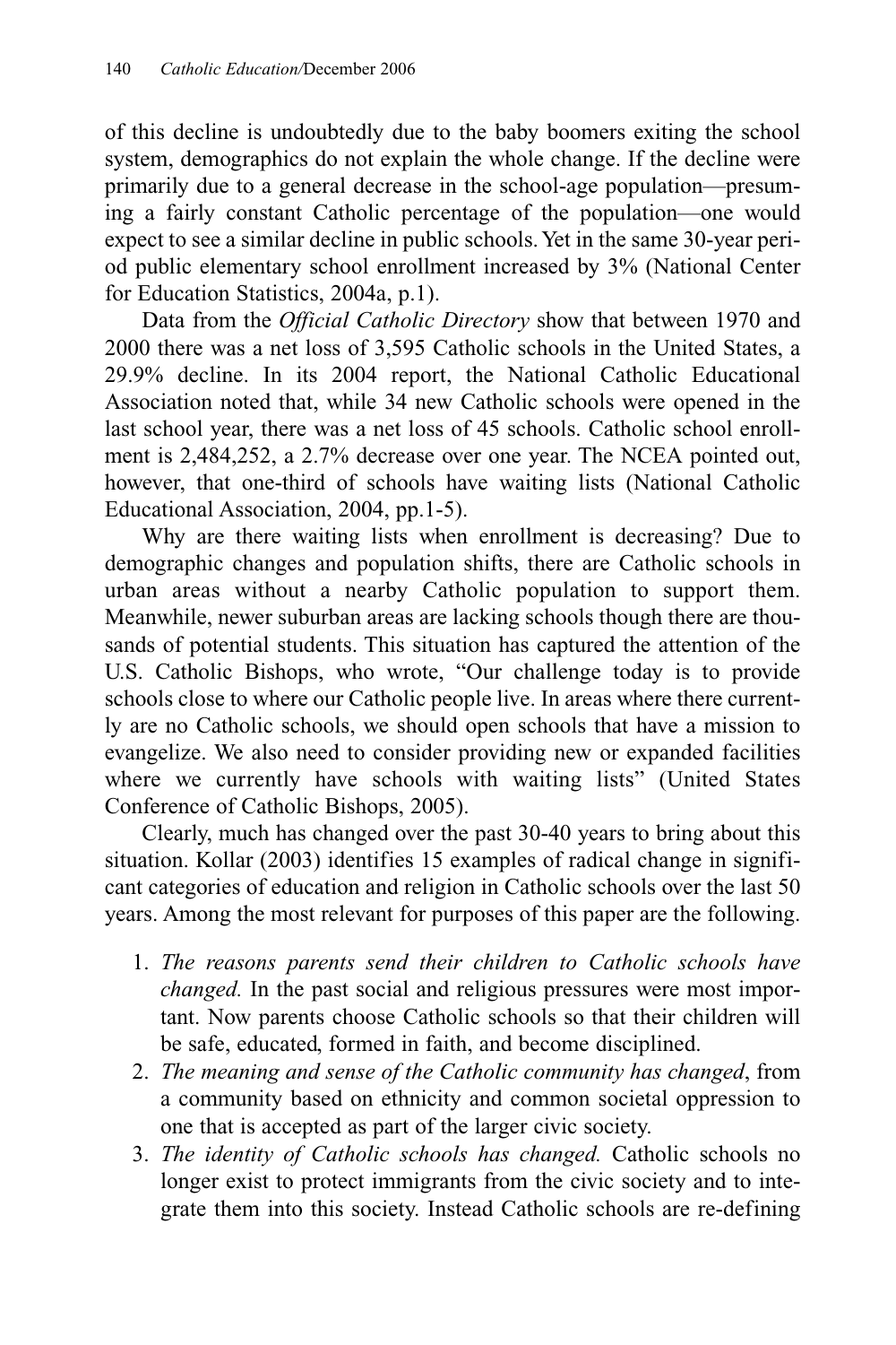of this decline is undoubtedly due to the baby boomers exiting the school system, demographics do not explain the whole change. If the decline were primarily due to a general decrease in the school-age population—presuming a fairly constant Catholic percentage of the population—one would expect to see a similar decline in public schools. Yet in the same 30-year period public elementary school enrollment increased by 3% (National Center for Education Statistics, 2004a, p.1).

Data from the *Official Catholic Directory* show that between 1970 and 2000 there was a net loss of 3,595 Catholic schools in the United States, a 29.9% decline. In its 2004 report, the National Catholic Educational Association noted that, while 34 new Catholic schools were opened in the last school year, there was a net loss of 45 schools. Catholic school enrollment is 2,484,252, a 2.7% decrease over one year. The NCEA pointed out, however, that one-third of schools have waiting lists (National Catholic Educational Association, 2004, pp.1-5).

Why are there waiting lists when enrollment is decreasing? Due to demographic changes and population shifts, there are Catholic schools in urban areas without a nearby Catholic population to support them. Meanwhile, newer suburban areas are lacking schools though there are thousands of potential students. This situation has captured the attention of the U.S. Catholic Bishops, who wrote, "Our challenge today is to provide schools close to where our Catholic people live. In areas where there currently are no Catholic schools, we should open schools that have a mission to evangelize. We also need to consider providing new or expanded facilities where we currently have schools with waiting lists" (United States Conference of Catholic Bishops, 2005).

Clearly, much has changed over the past 30-40 years to bring about this situation. Kollar (2003) identifies 15 examples of radical change in significant categories of education and religion in Catholic schools over the last 50 years. Among the most relevant for purposes of this paper are the following.

1. *The reasons parents send their children to Catholic schools have changed.* In the past social and religious pressures were most important. Now parents choose Catholic schools so that their children will be safe, educated, formed in faith, and become disciplined.
2. *The meaning and sense of the Catholic community has changed*, from a community based on ethnicity and common societal oppression to one that is accepted as part of the larger civic society.
3. *The identity of Catholic schools has changed.* Catholic schools no longer exist to protect immigrants from the civic society and to integrate them into this society. Instead Catholic schools are re-defining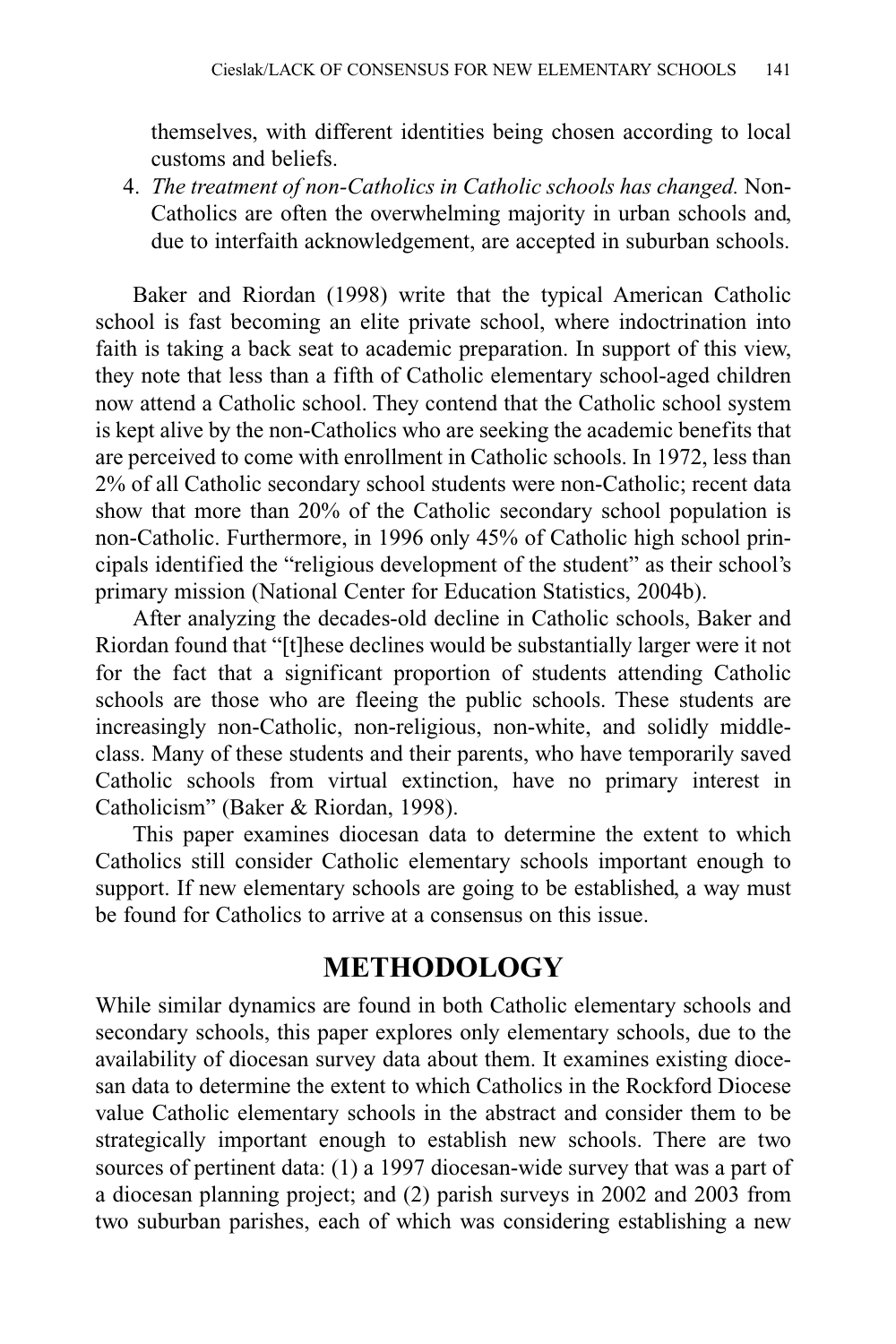themselves, with different identities being chosen according to local customs and beliefs.

4. *The treatment of non-Catholics in Catholic schools has changed.* Non-Catholics are often the overwhelming majority in urban schools and, due to interfaith acknowledgement, are accepted in suburban schools.

Baker and Riordan (1998) write that the typical American Catholic school is fast becoming an elite private school, where indoctrination into faith is taking a back seat to academic preparation. In support of this view, they note that less than a fifth of Catholic elementary school-aged children now attend a Catholic school. They contend that the Catholic school system is kept alive by the non-Catholics who are seeking the academic benefits that are perceived to come with enrollment in Catholic schools. In 1972, less than 2% of all Catholic secondary school students were non-Catholic; recent data show that more than 20% of the Catholic secondary school population is non-Catholic. Furthermore, in 1996 only 45% of Catholic high school principals identified the "religious development of the student" as their school's primary mission (National Center for Education Statistics, 2004b).

After analyzing the decades-old decline in Catholic schools, Baker and Riordan found that "[t]hese declines would be substantially larger were it not for the fact that a significant proportion of students attending Catholic schools are those who are fleeing the public schools. These students are increasingly non-Catholic, non-religious, non-white, and solidly middle-class. Many of these students and their parents, who have temporarily saved Catholic schools from virtual extinction, have no primary interest in Catholicism" (Baker & Riordan, 1998).

This paper examines diocesan data to determine the extent to which Catholics still consider Catholic elementary schools important enough to support. If new elementary schools are going to be established, a way must be found for Catholics to arrive at a consensus on this issue.

## METHODOLOGY

While similar dynamics are found in both Catholic elementary schools and secondary schools, this paper explores only elementary schools, due to the availability of diocesan survey data about them. It examines existing diocesan data to determine the extent to which Catholics in the Rockford Diocese value Catholic elementary schools in the abstract and consider them to be strategically important enough to establish new schools. There are two sources of pertinent data: (1) a 1997 diocesan-wide survey that was a part of a diocesan planning project; and (2) parish surveys in 2002 and 2003 from two suburban parishes, each of which was considering establishing a new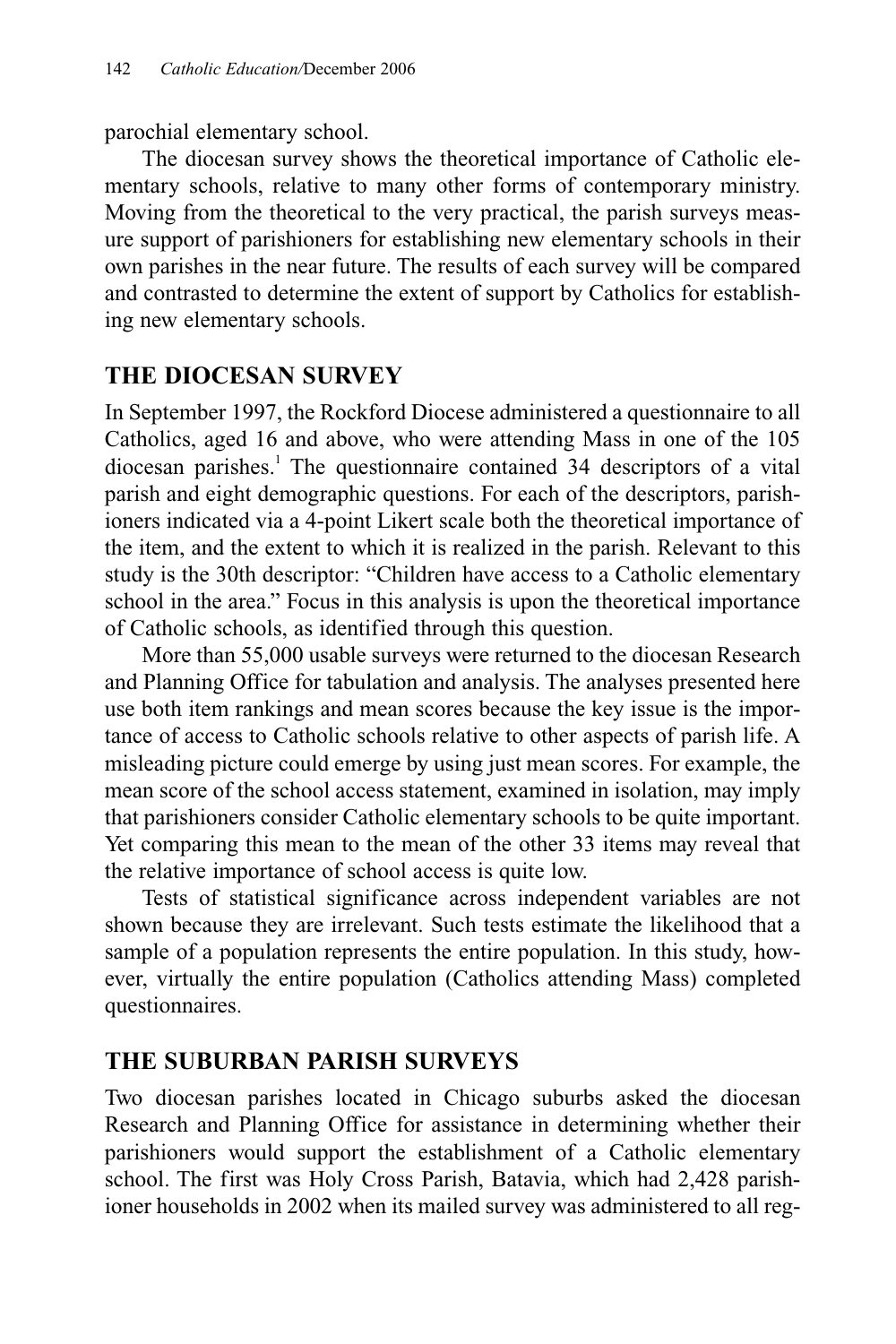parochial elementary school.

The diocesan survey shows the theoretical importance of Catholic elementary schools, relative to many other forms of contemporary ministry. Moving from the theoretical to the very practical, the parish surveys measure support of parishioners for establishing new elementary schools in their own parishes in the near future. The results of each survey will be compared and contrasted to determine the extent of support by Catholics for establishing new elementary schools.

## THE DIOCESAN SURVEY

In September 1997, the Rockford Diocese administered a questionnaire to all Catholics, aged 16 and above, who were attending Mass in one of the 105 diocesan parishes.[1] The questionnaire contained 34 descriptors of a vital parish and eight demographic questions. For each of the descriptors, parishioners indicated via a 4-point Likert scale both the theoretical importance of the item, and the extent to which it is realized in the parish. Relevant to this study is the 30th descriptor: "Children have access to a Catholic elementary school in the area." Focus in this analysis is upon the theoretical importance of Catholic schools, as identified through this question.

More than 55,000 usable surveys were returned to the diocesan Research and Planning Office for tabulation and analysis. The analyses presented here use both item rankings and mean scores because the key issue is the importance of access to Catholic schools relative to other aspects of parish life. A misleading picture could emerge by using just mean scores. For example, the mean score of the school access statement, examined in isolation, may imply that parishioners consider Catholic elementary schools to be quite important. Yet comparing this mean to the mean of the other 33 items may reveal that the relative importance of school access is quite low.

Tests of statistical significance across independent variables are not shown because they are irrelevant. Such tests estimate the likelihood that a sample of a population represents the entire population. In this study, however, virtually the entire population (Catholics attending Mass) completed questionnaires.

## THE SUBURBAN PARISH SURVEYS

Two diocesan parishes located in Chicago suburbs asked the diocesan Research and Planning Office for assistance in determining whether their parishioners would support the establishment of a Catholic elementary school. The first was Holy Cross Parish, Batavia, which had 2,428 parishioner households in 2002 when its mailed survey was administered to all reg-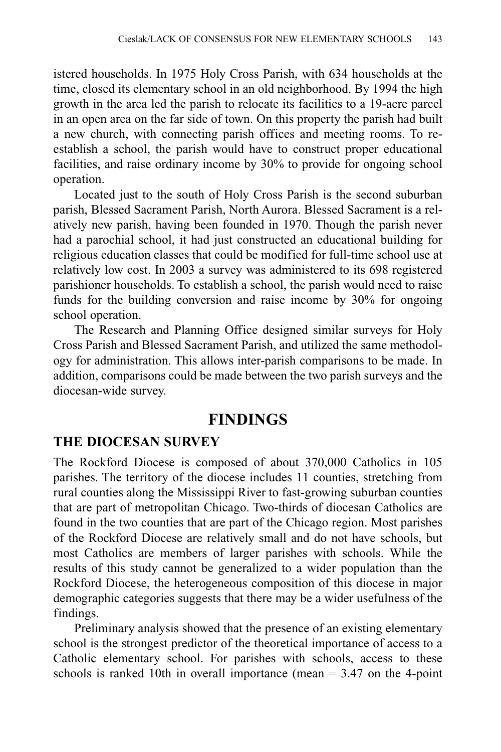istered households. In 1975 Holy Cross Parish, with 634 households at the time, closed its elementary school in an old neighborhood. By 1994 the high growth in the area led the parish to relocate its facilities to a 19-acre parcel in an open area on the far side of town. On this property the parish had built a new church, with connecting parish offices and meeting rooms. To re-establish a school, the parish would have to construct proper educational facilities, and raise ordinary income by 30% to provide for ongoing school operation.

Located just to the south of Holy Cross Parish is the second suburban parish, Blessed Sacrament Parish, North Aurora. Blessed Sacrament is a relatively new parish, having been founded in 1970. Though the parish never had a parochial school, it had just constructed an educational building for religious education classes that could be modified for full-time school use at relatively low cost. In 2003 a survey was administered to its 698 registered parishioner households. To establish a school, the parish would need to raise funds for the building conversion and raise income by 30% for ongoing school operation.

The Research and Planning Office designed similar surveys for Holy Cross Parish and Blessed Sacrament Parish, and utilized the same methodology for administration. This allows inter-parish comparisons to be made. In addition, comparisons could be made between the two parish surveys and the diocesan-wide survey.

## FINDINGS

### THE DIOCESAN SURVEY

The Rockford Diocese is composed of about 370,000 Catholics in 105 parishes. The territory of the diocese includes 11 counties, stretching from rural counties along the Mississippi River to fast-growing suburban counties that are part of metropolitan Chicago. Two-thirds of diocesan Catholics are found in the two counties that are part of the Chicago region. Most parishes of the Rockford Diocese are relatively small and do not have schools, but most Catholics are members of larger parishes with schools. While the results of this study cannot be generalized to a wider population than the Rockford Diocese, the heterogeneous composition of this diocese in major demographic categories suggests that there may be a wider usefulness of the findings.

Preliminary analysis showed that the presence of an existing elementary school is the strongest predictor of the theoretical importance of access to a Catholic elementary school. For parishes with schools, access to these schools is ranked 10th in overall importance (mean = 3.47 on the 4-point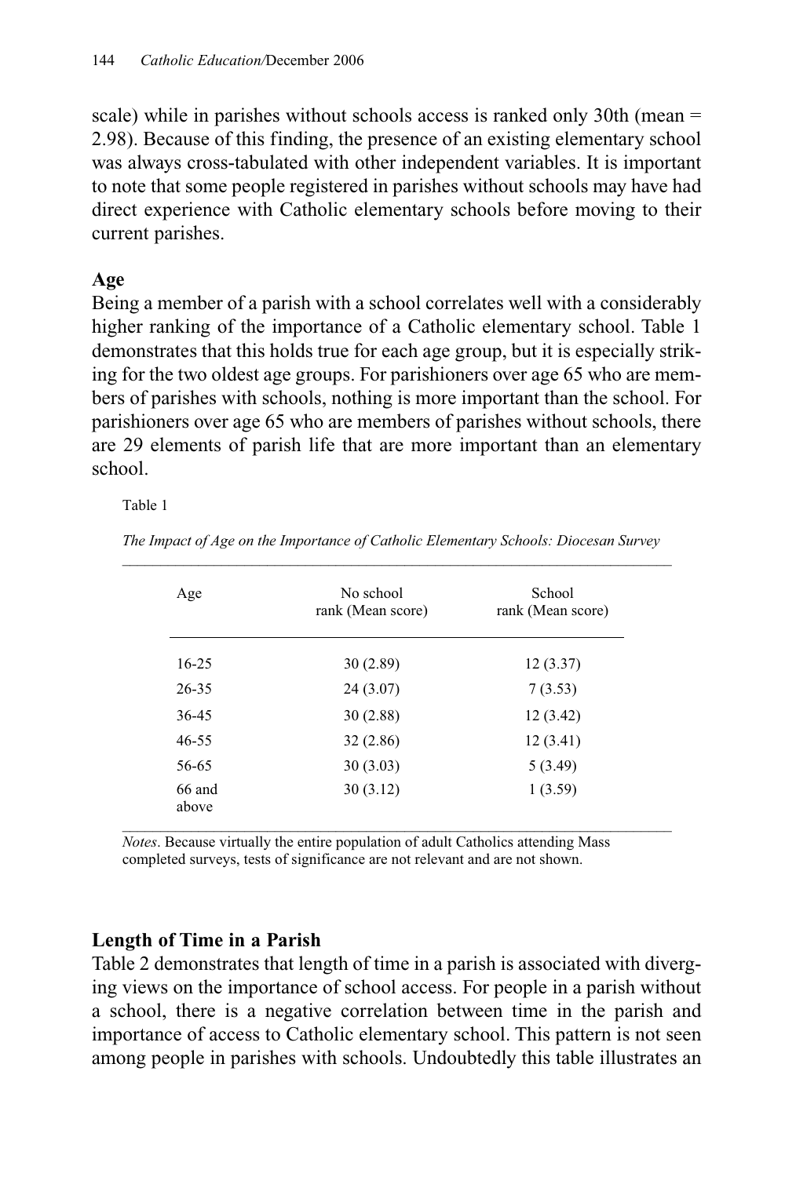scale) while in parishes without schools access is ranked only 30th (mean = 2.98). Because of this finding, the presence of an existing elementary school was always cross-tabulated with other independent variables. It is important to note that some people registered in parishes without schools may have had direct experience with Catholic elementary schools before moving to their current parishes.

### Age

Being a member of a parish with a school correlates well with a considerably higher ranking of the importance of a Catholic elementary school. Table 1 demonstrates that this holds true for each age group, but it is especially striking for the two oldest age groups. For parishioners over age 65 who are members of parishes with schools, nothing is more important than the school. For parishioners over age 65 who are members of parishes without schools, there are 29 elements of parish life that are more important than an elementary school.

Table 1

*The Impact of Age on the Importance of Catholic Elementary Schools: Diocesan Survey*

| Age | No school rank (Mean score) | School rank (Mean score) |
|---|---|---|
| 16-25 | 30 (2.89) | 12 (3.37) |
| 26-35 | 24 (3.07) | 7 (3.53) |
| 36-45 | 30 (2.88) | 12 (3.42) |
| 46-55 | 32 (2.86) | 12 (3.41) |
| 56-65 | 30 (3.03) | 5 (3.49) |
| 66 and above | 30 (3.12) | 1 (3.59) |

*Notes*. Because virtually the entire population of adult Catholics attending Mass completed surveys, tests of significance are not relevant and are not shown.

### Length of Time in a Parish

Table 2 demonstrates that length of time in a parish is associated with diverging views on the importance of school access. For people in a parish without a school, there is a negative correlation between time in the parish and importance of access to Catholic elementary school. This pattern is not seen among people in parishes with schools. Undoubtedly this table illustrates an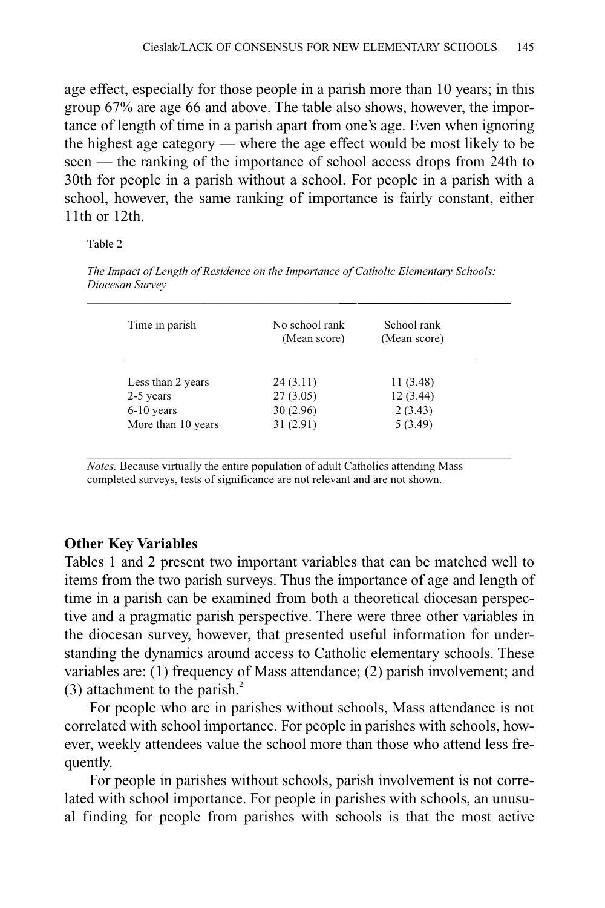age effect, especially for those people in a parish more than 10 years; in this group 67% are age 66 and above. The table also shows, however, the importance of length of time in a parish apart from one's age. Even when ignoring the highest age category — where the age effect would be most likely to be seen — the ranking of the importance of school access drops from 24th to 30th for people in a parish without a school. For people in a parish with a school, however, the same ranking of importance is fairly constant, either 11th or 12th.

Table 2

*The Impact of Length of Residence on the Importance of Catholic Elementary Schools: Diocesan Survey*

| Time in parish | No school rank (Mean score) | School rank (Mean score) |
|---|---|---|
| Less than 2 years | 24 (3.11) | 11 (3.48) |
| 2-5 years | 27 (3.05) | 12 (3.44) |
| 6-10 years | 30 (2.96) | 2 (3.43) |
| More than 10 years | 31 (2.91) | 5 (3.49) |

*Notes.* Because virtually the entire population of adult Catholics attending Mass completed surveys, tests of significance are not relevant and are not shown.

### Other Key Variables

Tables 1 and 2 present two important variables that can be matched well to items from the two parish surveys. Thus the importance of age and length of time in a parish can be examined from both a theoretical diocesan perspective and a pragmatic parish perspective. There were three other variables in the diocesan survey, however, that presented useful information for understanding the dynamics around access to Catholic elementary schools. These variables are: (1) frequency of Mass attendance; (2) parish involvement; and (3) attachment to the parish.[2]

For people who are in parishes without schools, Mass attendance is not correlated with school importance. For people in parishes with schools, however, weekly attendees value the school more than those who attend less frequently.

For people in parishes without schools, parish involvement is not correlated with school importance. For people in parishes with schools, an unusual finding for people from parishes with schools is that the most active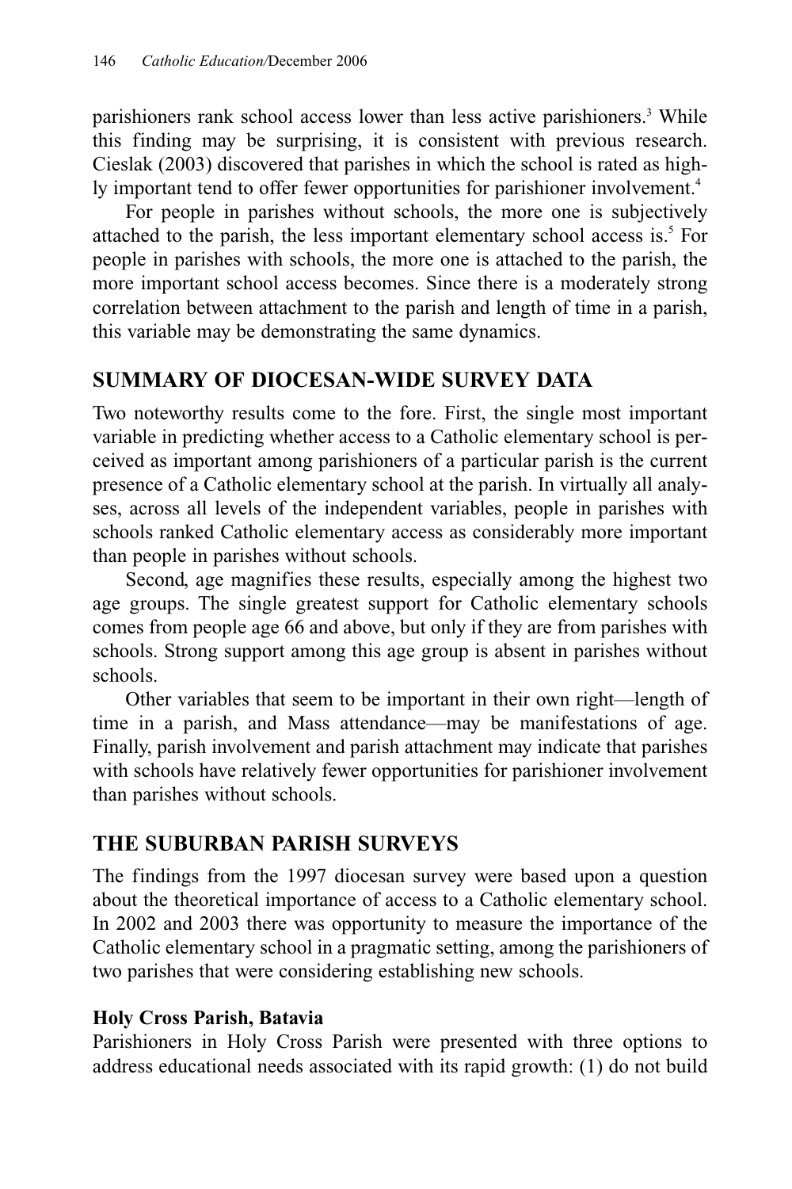parishioners rank school access lower than less active parishioners.[3] While this finding may be surprising, it is consistent with previous research. Cieslak (2003) discovered that parishes in which the school is rated as highly important tend to offer fewer opportunities for parishioner involvement.[4]

For people in parishes without schools, the more one is subjectively attached to the parish, the less important elementary school access is.[5] For people in parishes with schools, the more one is attached to the parish, the more important school access becomes. Since there is a moderately strong correlation between attachment to the parish and length of time in a parish, this variable may be demonstrating the same dynamics.

## SUMMARY OF DIOCESAN-WIDE SURVEY DATA

Two noteworthy results come to the fore. First, the single most important variable in predicting whether access to a Catholic elementary school is perceived as important among parishioners of a particular parish is the current presence of a Catholic elementary school at the parish. In virtually all analyses, across all levels of the independent variables, people in parishes with schools ranked Catholic elementary access as considerably more important than people in parishes without schools.

Second, age magnifies these results, especially among the highest two age groups. The single greatest support for Catholic elementary schools comes from people age 66 and above, but only if they are from parishes with schools. Strong support among this age group is absent in parishes without schools.

Other variables that seem to be important in their own right—length of time in a parish, and Mass attendance—may be manifestations of age. Finally, parish involvement and parish attachment may indicate that parishes with schools have relatively fewer opportunities for parishioner involvement than parishes without schools.

## THE SUBURBAN PARISH SURVEYS

The findings from the 1997 diocesan survey were based upon a question about the theoretical importance of access to a Catholic elementary school. In 2002 and 2003 there was opportunity to measure the importance of the Catholic elementary school in a pragmatic setting, among the parishioners of two parishes that were considering establishing new schools.

### Holy Cross Parish, Batavia

Parishioners in Holy Cross Parish were presented with three options to address educational needs associated with its rapid growth: (1) do not build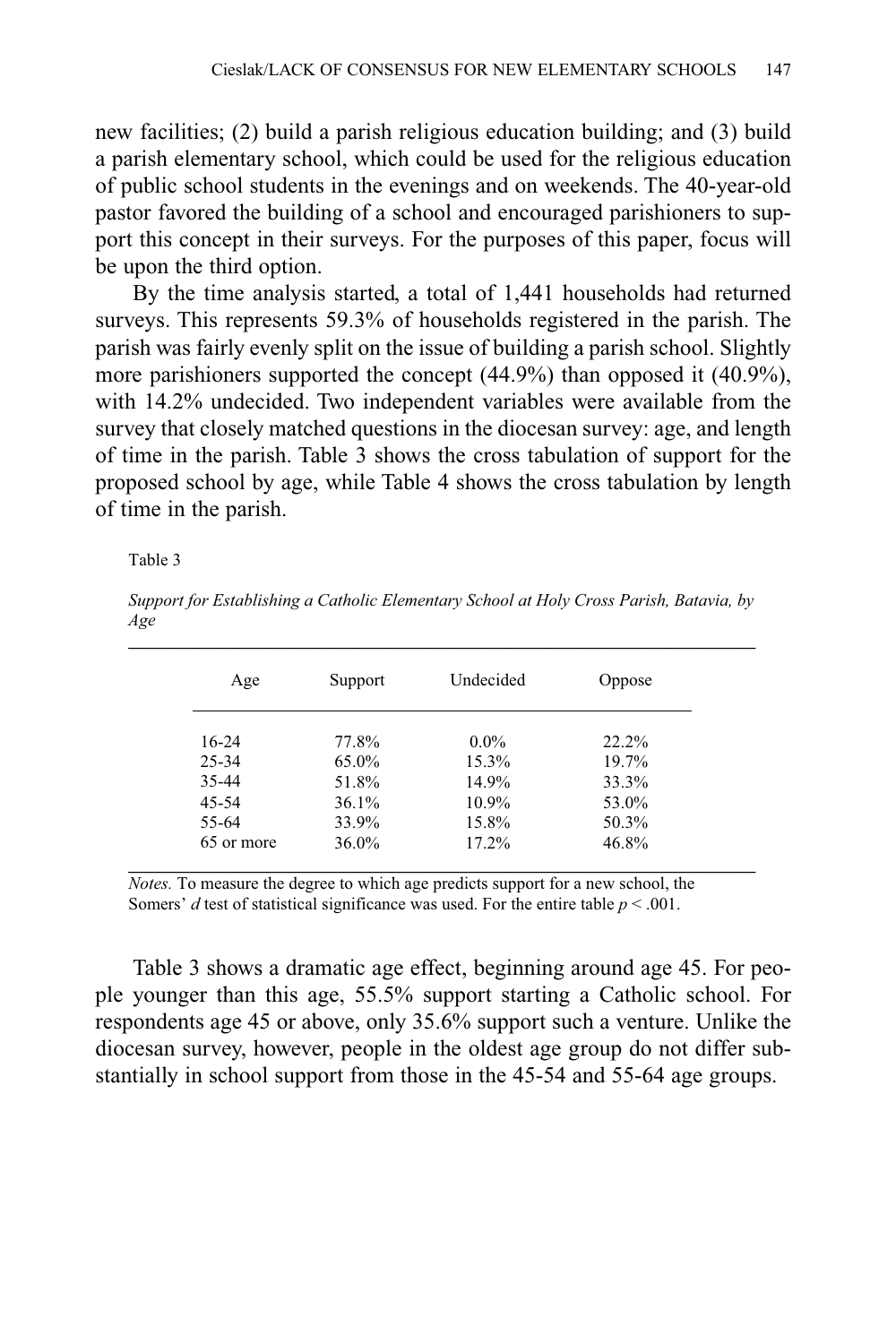new facilities; (2) build a parish religious education building; and (3) build a parish elementary school, which could be used for the religious education of public school students in the evenings and on weekends. The 40-year-old pastor favored the building of a school and encouraged parishioners to support this concept in their surveys. For the purposes of this paper, focus will be upon the third option.

By the time analysis started, a total of 1,441 households had returned surveys. This represents 59.3% of households registered in the parish. The parish was fairly evenly split on the issue of building a parish school. Slightly more parishioners supported the concept (44.9%) than opposed it (40.9%), with 14.2% undecided. Two independent variables were available from the survey that closely matched questions in the diocesan survey: age, and length of time in the parish. Table 3 shows the cross tabulation of support for the proposed school by age, while Table 4 shows the cross tabulation by length of time in the parish.

Table 3

*Support for Establishing a Catholic Elementary School at Holy Cross Parish, Batavia, by Age*

| Age | Support | Undecided | Oppose |
|---|---|---|---|
| 16-24 | 77.8% | 0.0% | 22.2% |
| 25-34 | 65.0% | 15.3% | 19.7% |
| 35-44 | 51.8% | 14.9% | 33.3% |
| 45-54 | 36.1% | 10.9% | 53.0% |
| 55-64 | 33.9% | 15.8% | 50.3% |
| 65 or more | 36.0% | 17.2% | 46.8% |

*Notes.* To measure the degree to which age predicts support for a new school, the Somers' *d* test of statistical significance was used. For the entire table $p < .001$.

Table 3 shows a dramatic age effect, beginning around age 45. For people younger than this age, 55.5% support starting a Catholic school. For respondents age 45 or above, only 35.6% support such a venture. Unlike the diocesan survey, however, people in the oldest age group do not differ substantially in school support from those in the 45-54 and 55-64 age groups.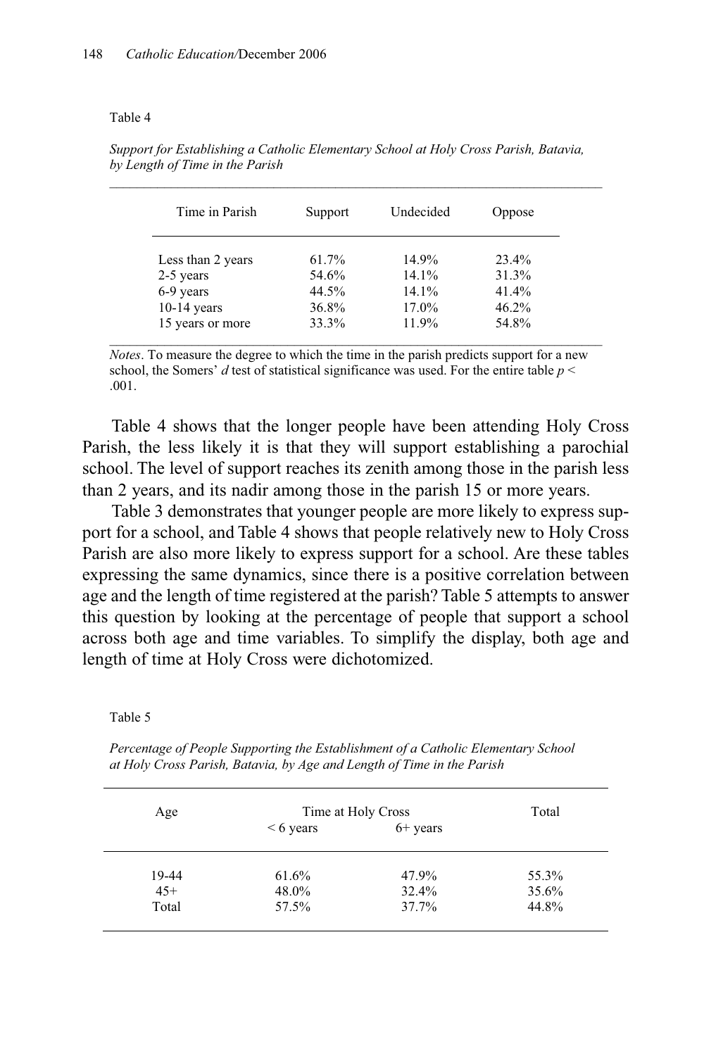Table 4

*Support for Establishing a Catholic Elementary School at Holy Cross Parish, Batavia, by Length of Time in the Parish*

| Time in Parish | Support | Undecided | Oppose |
|---|---|---|---|
| Less than 2 years | 61.7% | 14.9% | 23.4% |
| 2-5 years | 54.6% | 14.1% | 31.3% |
| 6-9 years | 44.5% | 14.1% | 41.4% |
| 10-14 years | 36.8% | 17.0% | 46.2% |
| 15 years or more | 33.3% | 11.9% | 54.8% |

*Notes*. To measure the degree to which the time in the parish predicts support for a new school, the Somers' *d* test of statistical significance was used. For the entire table $p < .001$.

Table 4 shows that the longer people have been attending Holy Cross Parish, the less likely it is that they will support establishing a parochial school. The level of support reaches its zenith among those in the parish less than 2 years, and its nadir among those in the parish 15 or more years.

Table 3 demonstrates that younger people are more likely to express support for a school, and Table 4 shows that people relatively new to Holy Cross Parish are also more likely to express support for a school. Are these tables expressing the same dynamics, since there is a positive correlation between age and the length of time registered at the parish? Table 5 attempts to answer this question by looking at the percentage of people that support a school across both age and time variables. To simplify the display, both age and length of time at Holy Cross were dichotomized.

Table 5

*Percentage of People Supporting the Establishment of a Catholic Elementary School at Holy Cross Parish, Batavia, by Age and Length of Time in the Parish*

| Age | Time at Holy Cross | | Total |
|---|---|---|---|
| | < 6 years | 6+ years | |
| 19-44 | 61.6% | 47.9% | 55.3% |
| 45+ | 48.0% | 32.4% | 35.6% |
| Total | 57.5% | 37.7% | 44.8% |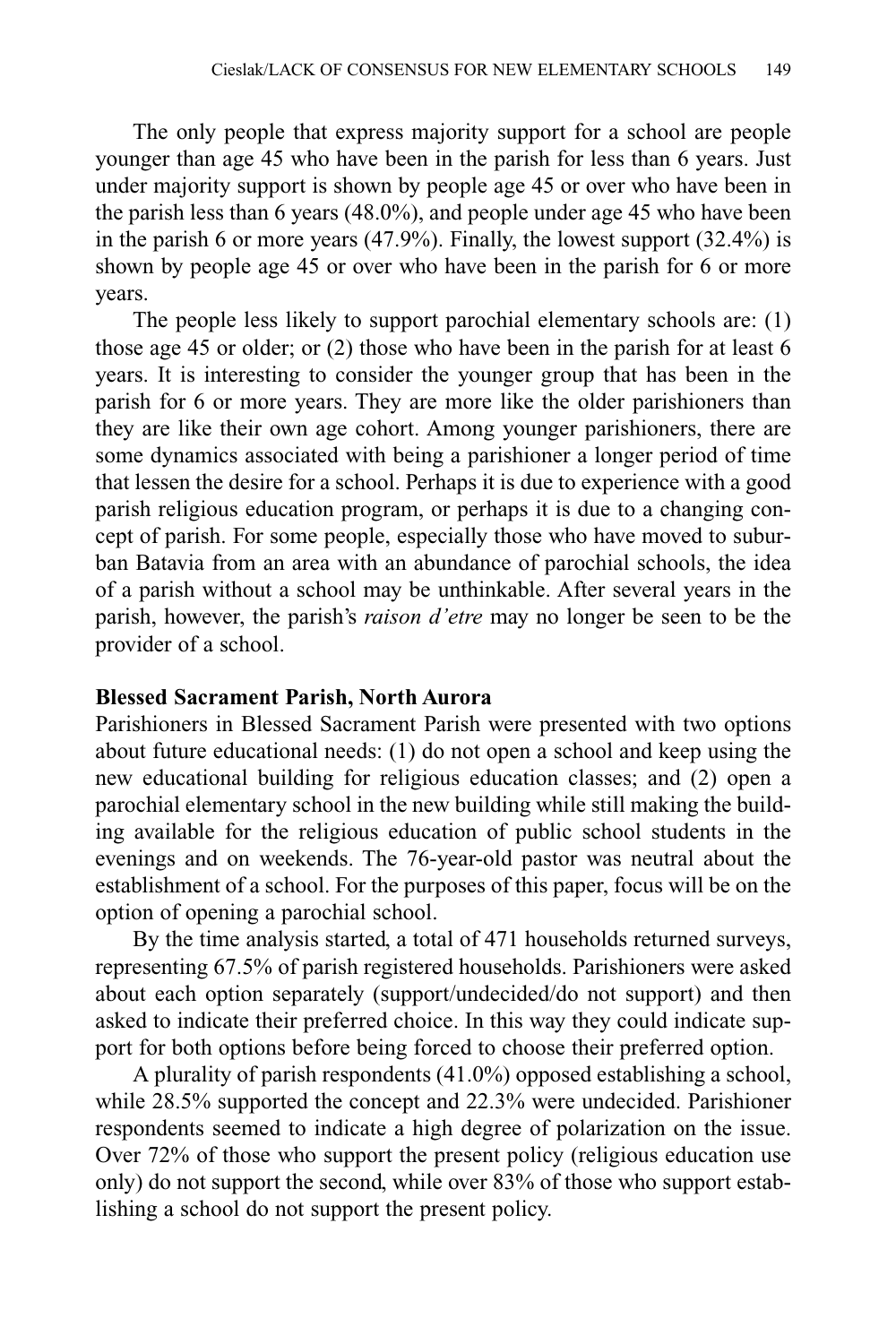The only people that express majority support for a school are people younger than age 45 who have been in the parish for less than 6 years. Just under majority support is shown by people age 45 or over who have been in the parish less than 6 years (48.0%), and people under age 45 who have been in the parish 6 or more years (47.9%). Finally, the lowest support (32.4%) is shown by people age 45 or over who have been in the parish for 6 or more years.

The people less likely to support parochial elementary schools are: (1) those age 45 or older; or (2) those who have been in the parish for at least 6 years. It is interesting to consider the younger group that has been in the parish for 6 or more years. They are more like the older parishioners than they are like their own age cohort. Among younger parishioners, there are some dynamics associated with being a parishioner a longer period of time that lessen the desire for a school. Perhaps it is due to experience with a good parish religious education program, or perhaps it is due to a changing concept of parish. For some people, especially those who have moved to suburban Batavia from an area with an abundance of parochial schools, the idea of a parish without a school may be unthinkable. After several years in the parish, however, the parish's *raison d'etre* may no longer be seen to be the provider of a school.

**Blessed Sacrament Parish, North Aurora**

Parishioners in Blessed Sacrament Parish were presented with two options about future educational needs: (1) do not open a school and keep using the new educational building for religious education classes; and (2) open a parochial elementary school in the new building while still making the building available for the religious education of public school students in the evenings and on weekends. The 76-year-old pastor was neutral about the establishment of a school. For the purposes of this paper, focus will be on the option of opening a parochial school.

By the time analysis started, a total of 471 households returned surveys, representing 67.5% of parish registered households. Parishioners were asked about each option separately (support/undecided/do not support) and then asked to indicate their preferred choice. In this way they could indicate support for both options before being forced to choose their preferred option.

A plurality of parish respondents (41.0%) opposed establishing a school, while 28.5% supported the concept and 22.3% were undecided. Parishioner respondents seemed to indicate a high degree of polarization on the issue. Over 72% of those who support the present policy (religious education use only) do not support the second, while over 83% of those who support establishing a school do not support the present policy.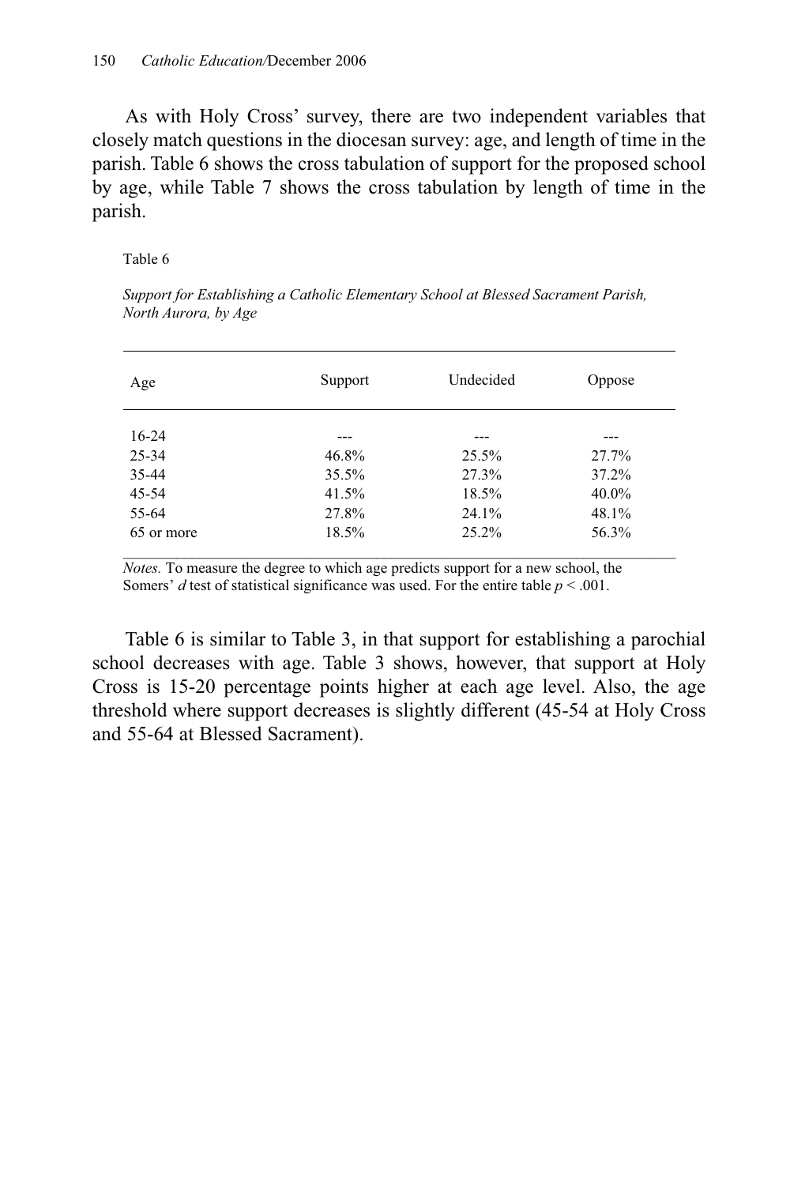As with Holy Cross' survey, there are two independent variables that closely match questions in the diocesan survey: age, and length of time in the parish. Table 6 shows the cross tabulation of support for the proposed school by age, while Table 7 shows the cross tabulation by length of time in the parish.

Table 6

*Support for Establishing a Catholic Elementary School at Blessed Sacrament Parish, North Aurora, by Age*

| Age | Support | Undecided | Oppose |
|---|---|---|---|
| 16-24 | --- | --- | --- |
| 25-34 | 46.8% | 25.5% | 27.7% |
| 35-44 | 35.5% | 27.3% | 37.2% |
| 45-54 | 41.5% | 18.5% | 40.0% |
| 55-64 | 27.8% | 24.1% | 48.1% |
| 65 or more | 18.5% | 25.2% | 56.3% |

*Notes.* To measure the degree to which age predicts support for a new school, the Somers' *d* test of statistical significance was used. For the entire table $p < .001$.

Table 6 is similar to Table 3, in that support for establishing a parochial school decreases with age. Table 3 shows, however, that support at Holy Cross is 15-20 percentage points higher at each age level. Also, the age threshold where support decreases is slightly different (45-54 at Holy Cross and 55-64 at Blessed Sacrament).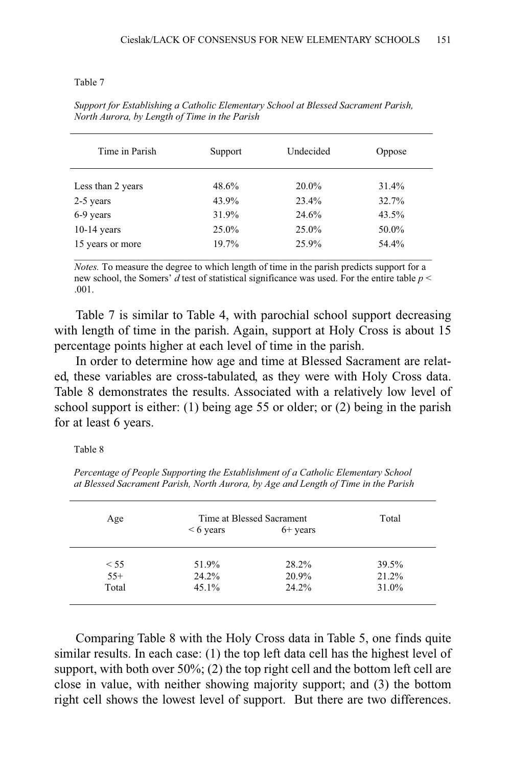Table 7

*Support for Establishing a Catholic Elementary School at Blessed Sacrament Parish, North Aurora, by Length of Time in the Parish*

| Time in Parish | Support | Undecided | Oppose |
|---|---|---|---|
| Less than 2 years | 48.6% | 20.0% | 31.4% |
| 2-5 years | 43.9% | 23.4% | 32.7% |
| 6-9 years | 31.9% | 24.6% | 43.5% |
| 10-14 years | 25.0% | 25.0% | 50.0% |
| 15 years or more | 19.7% | 25.9% | 54.4% |

*Notes.* To measure the degree to which length of time in the parish predicts support for a new school, the Somers' *d* test of statistical significance was used. For the entire table $p < .001$.

Table 7 is similar to Table 4, with parochial school support decreasing with length of time in the parish. Again, support at Holy Cross is about 15 percentage points higher at each level of time in the parish.

In order to determine how age and time at Blessed Sacrament are related, these variables are cross-tabulated, as they were with Holy Cross data. Table 8 demonstrates the results. Associated with a relatively low level of school support is either: (1) being age 55 or older; or (2) being in the parish for at least 6 years.

Table 8

*Percentage of People Supporting the Establishment of a Catholic Elementary School at Blessed Sacrament Parish, North Aurora, by Age and Length of Time in the Parish*

| Age | Time at Blessed Sacrament | | Total |
|---|---|---|---|
| | < 6 years | 6+ years | |
| < 55 | 51.9% | 28.2% | 39.5% |
| 55+ | 24.2% | 20.9% | 21.2% |
| Total | 45.1% | 24.2% | 31.0% |

Comparing Table 8 with the Holy Cross data in Table 5, one finds quite similar results. In each case: (1) the top left data cell has the highest level of support, with both over 50%; (2) the top right cell and the bottom left cell are close in value, with neither showing majority support; and (3) the bottom right cell shows the lowest level of support. But there are two differences.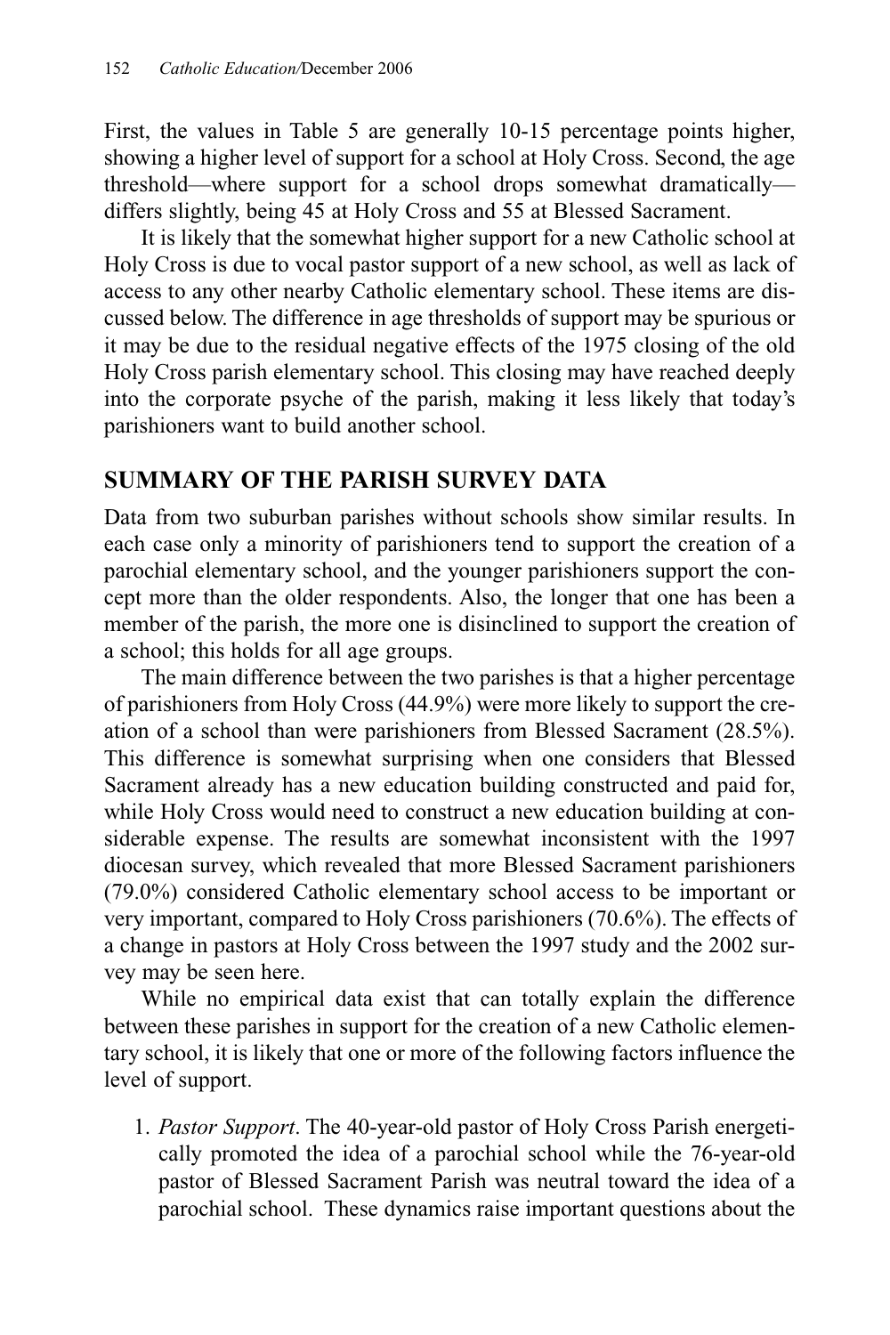First, the values in Table 5 are generally 10-15 percentage points higher, showing a higher level of support for a school at Holy Cross. Second, the age threshold—where support for a school drops somewhat dramatically—differs slightly, being 45 at Holy Cross and 55 at Blessed Sacrament.

It is likely that the somewhat higher support for a new Catholic school at Holy Cross is due to vocal pastor support of a new school, as well as lack of access to any other nearby Catholic elementary school. These items are discussed below. The difference in age thresholds of support may be spurious or it may be due to the residual negative effects of the 1975 closing of the old Holy Cross parish elementary school. This closing may have reached deeply into the corporate psyche of the parish, making it less likely that today's parishioners want to build another school.

## SUMMARY OF THE PARISH SURVEY DATA

Data from two suburban parishes without schools show similar results. In each case only a minority of parishioners tend to support the creation of a parochial elementary school, and the younger parishioners support the concept more than the older respondents. Also, the longer that one has been a member of the parish, the more one is disinclined to support the creation of a school; this holds for all age groups.

The main difference between the two parishes is that a higher percentage of parishioners from Holy Cross (44.9%) were more likely to support the creation of a school than were parishioners from Blessed Sacrament (28.5%). This difference is somewhat surprising when one considers that Blessed Sacrament already has a new education building constructed and paid for, while Holy Cross would need to construct a new education building at considerable expense. The results are somewhat inconsistent with the 1997 diocesan survey, which revealed that more Blessed Sacrament parishioners (79.0%) considered Catholic elementary school access to be important or very important, compared to Holy Cross parishioners (70.6%). The effects of a change in pastors at Holy Cross between the 1997 study and the 2002 survey may be seen here.

While no empirical data exist that can totally explain the difference between these parishes in support for the creation of a new Catholic elementary school, it is likely that one or more of the following factors influence the level of support.

1. *Pastor Support*. The 40-year-old pastor of Holy Cross Parish energetically promoted the idea of a parochial school while the 76-year-old pastor of Blessed Sacrament Parish was neutral toward the idea of a parochial school. These dynamics raise important questions about the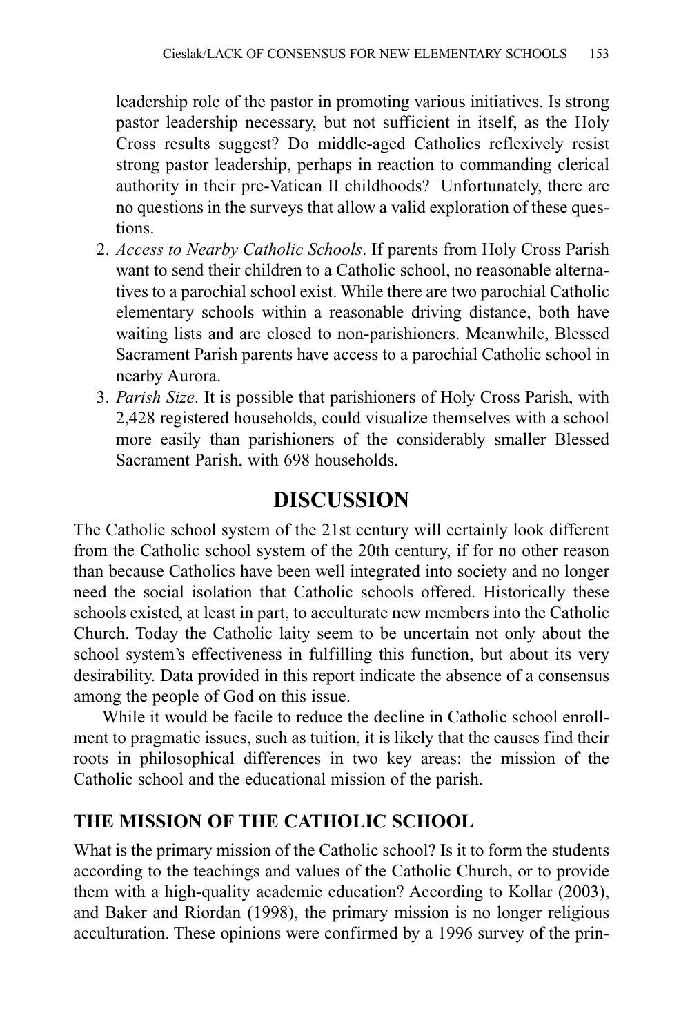leadership role of the pastor in promoting various initiatives. Is strong pastor leadership necessary, but not sufficient in itself, as the Holy Cross results suggest? Do middle-aged Catholics reflexively resist strong pastor leadership, perhaps in reaction to commanding clerical authority in their pre-Vatican II childhoods? Unfortunately, there are no questions in the surveys that allow a valid exploration of these questions.

2. *Access to Nearby Catholic Schools*. If parents from Holy Cross Parish want to send their children to a Catholic school, no reasonable alternatives to a parochial school exist. While there are two parochial Catholic elementary schools within a reasonable driving distance, both have waiting lists and are closed to non-parishioners. Meanwhile, Blessed Sacrament Parish parents have access to a parochial Catholic school in nearby Aurora.
3. *Parish Size*. It is possible that parishioners of Holy Cross Parish, with 2,428 registered households, could visualize themselves with a school more easily than parishioners of the considerably smaller Blessed Sacrament Parish, with 698 households.

## DISCUSSION

The Catholic school system of the 21st century will certainly look different from the Catholic school system of the 20th century, if for no other reason than because Catholics have been well integrated into society and no longer need the social isolation that Catholic schools offered. Historically these schools existed, at least in part, to acculturate new members into the Catholic Church. Today the Catholic laity seem to be uncertain not only about the school system's effectiveness in fulfilling this function, but about its very desirability. Data provided in this report indicate the absence of a consensus among the people of God on this issue.

While it would be facile to reduce the decline in Catholic school enrollment to pragmatic issues, such as tuition, it is likely that the causes find their roots in philosophical differences in two key areas: the mission of the Catholic school and the educational mission of the parish.

### THE MISSION OF THE CATHOLIC SCHOOL

What is the primary mission of the Catholic school? Is it to form the students according to the teachings and values of the Catholic Church, or to provide them with a high-quality academic education? According to Kollar (2003), and Baker and Riordan (1998), the primary mission is no longer religious acculturation. These opinions were confirmed by a 1996 survey of the prin-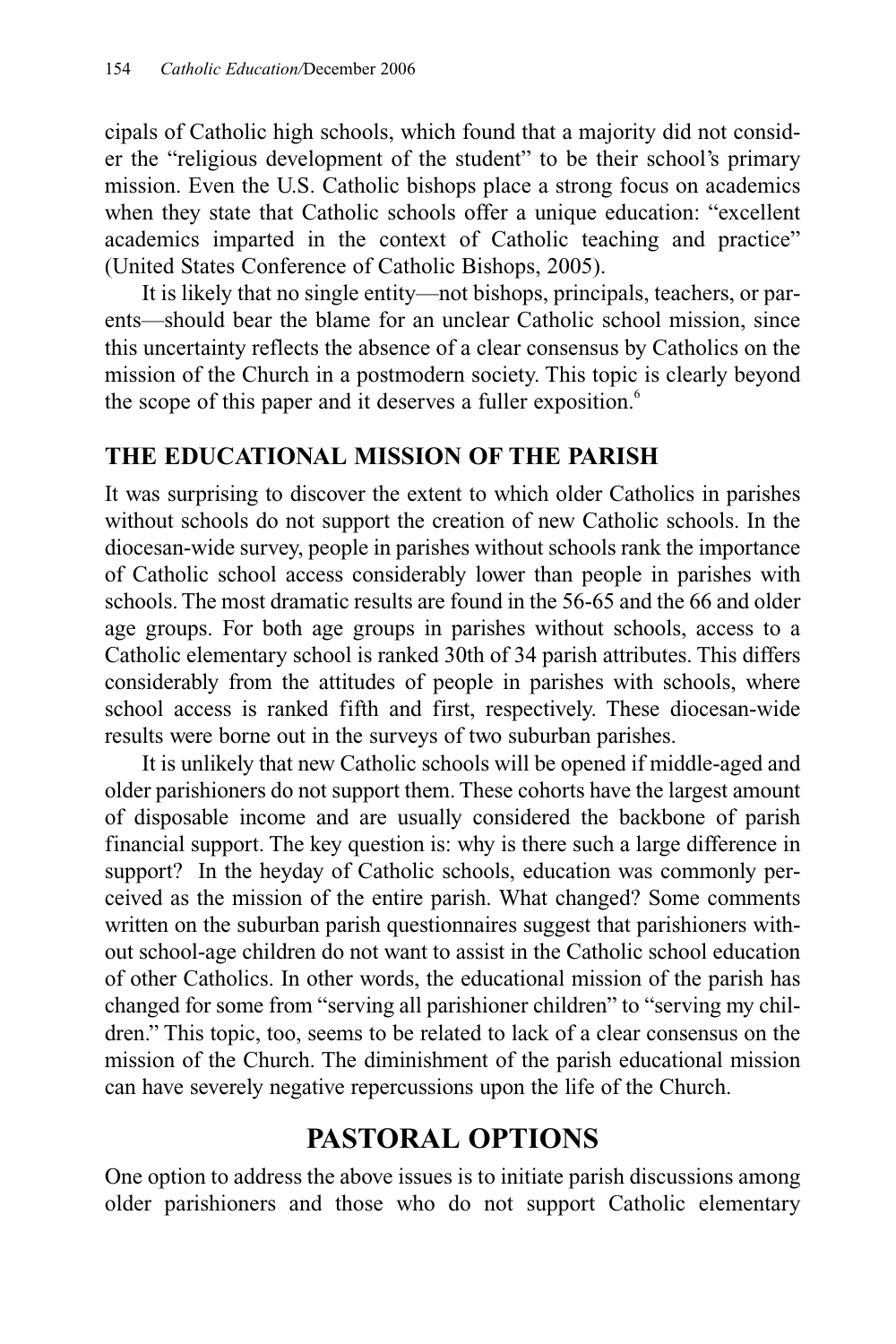cipals of Catholic high schools, which found that a majority did not consider the "religious development of the student" to be their school's primary mission. Even the U.S. Catholic bishops place a strong focus on academics when they state that Catholic schools offer a unique education: "excellent academics imparted in the context of Catholic teaching and practice" (United States Conference of Catholic Bishops, 2005).

It is likely that no single entity—not bishops, principals, teachers, or parents—should bear the blame for an unclear Catholic school mission, since this uncertainty reflects the absence of a clear consensus by Catholics on the mission of the Church in a postmodern society. This topic is clearly beyond the scope of this paper and it deserves a fuller exposition.[6]

### THE EDUCATIONAL MISSION OF THE PARISH

It was surprising to discover the extent to which older Catholics in parishes without schools do not support the creation of new Catholic schools. In the diocesan-wide survey, people in parishes without schools rank the importance of Catholic school access considerably lower than people in parishes with schools. The most dramatic results are found in the 56-65 and the 66 and older age groups. For both age groups in parishes without schools, access to a Catholic elementary school is ranked 30th of 34 parish attributes. This differs considerably from the attitudes of people in parishes with schools, where school access is ranked fifth and first, respectively. These diocesan-wide results were borne out in the surveys of two suburban parishes.

It is unlikely that new Catholic schools will be opened if middle-aged and older parishioners do not support them. These cohorts have the largest amount of disposable income and are usually considered the backbone of parish financial support. The key question is: why is there such a large difference in support? In the heyday of Catholic schools, education was commonly perceived as the mission of the entire parish. What changed? Some comments written on the suburban parish questionnaires suggest that parishioners without school-age children do not want to assist in the Catholic school education of other Catholics. In other words, the educational mission of the parish has changed for some from "serving all parishioner children" to "serving my children." This topic, too, seems to be related to lack of a clear consensus on the mission of the Church. The diminishment of the parish educational mission can have severely negative repercussions upon the life of the Church.

## PASTORAL OPTIONS

One option to address the above issues is to initiate parish discussions among older parishioners and those who do not support Catholic elementary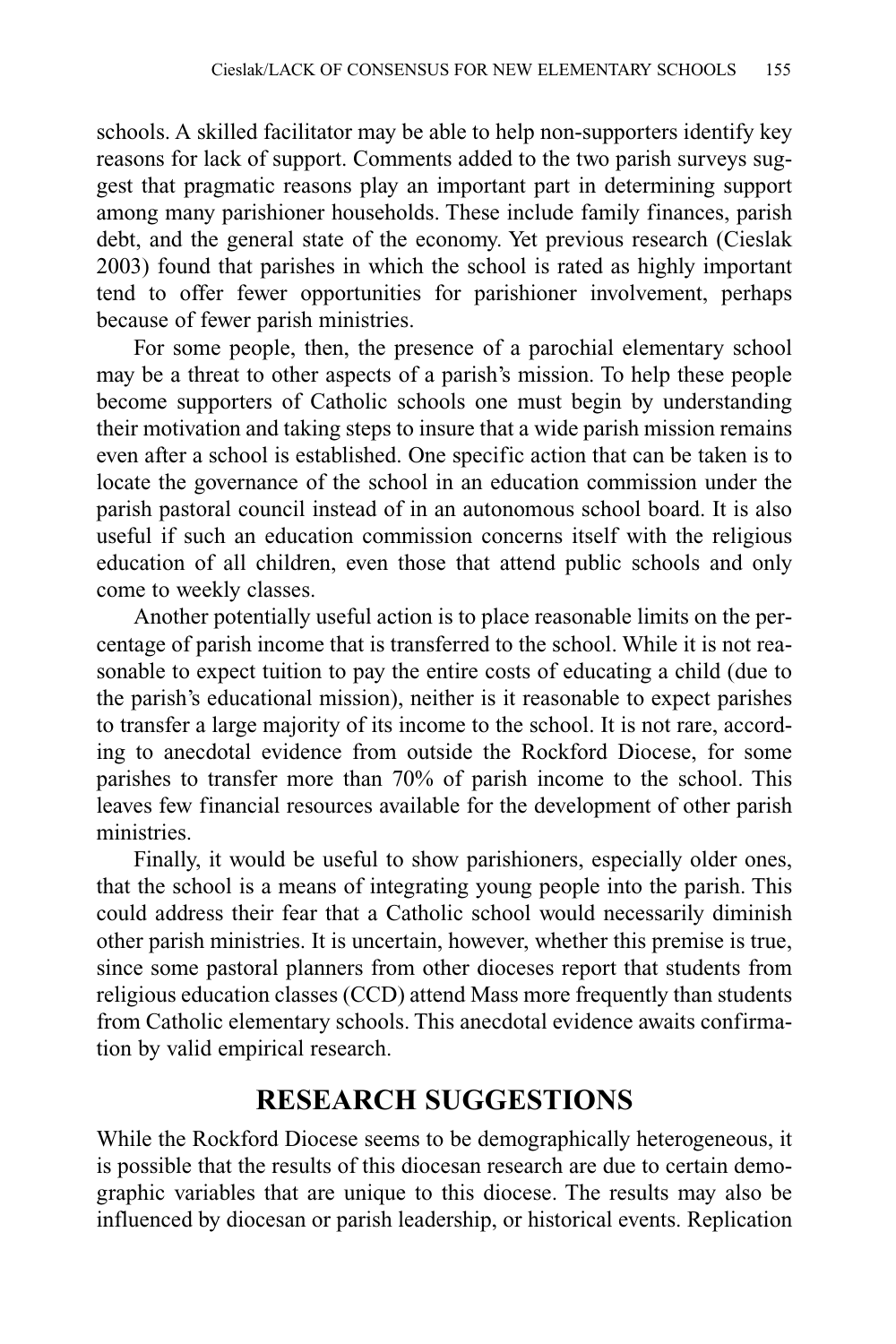schools. A skilled facilitator may be able to help non-supporters identify key reasons for lack of support. Comments added to the two parish surveys suggest that pragmatic reasons play an important part in determining support among many parishioner households. These include family finances, parish debt, and the general state of the economy. Yet previous research (Cieslak 2003) found that parishes in which the school is rated as highly important tend to offer fewer opportunities for parishioner involvement, perhaps because of fewer parish ministries.

For some people, then, the presence of a parochial elementary school may be a threat to other aspects of a parish's mission. To help these people become supporters of Catholic schools one must begin by understanding their motivation and taking steps to insure that a wide parish mission remains even after a school is established. One specific action that can be taken is to locate the governance of the school in an education commission under the parish pastoral council instead of in an autonomous school board. It is also useful if such an education commission concerns itself with the religious education of all children, even those that attend public schools and only come to weekly classes.

Another potentially useful action is to place reasonable limits on the percentage of parish income that is transferred to the school. While it is not reasonable to expect tuition to pay the entire costs of educating a child (due to the parish's educational mission), neither is it reasonable to expect parishes to transfer a large majority of its income to the school. It is not rare, according to anecdotal evidence from outside the Rockford Diocese, for some parishes to transfer more than 70% of parish income to the school. This leaves few financial resources available for the development of other parish ministries.

Finally, it would be useful to show parishioners, especially older ones, that the school is a means of integrating young people into the parish. This could address their fear that a Catholic school would necessarily diminish other parish ministries. It is uncertain, however, whether this premise is true, since some pastoral planners from other dioceses report that students from religious education classes (CCD) attend Mass more frequently than students from Catholic elementary schools. This anecdotal evidence awaits confirmation by valid empirical research.

## RESEARCH SUGGESTIONS

While the Rockford Diocese seems to be demographically heterogeneous, it is possible that the results of this diocesan research are due to certain demographic variables that are unique to this diocese. The results may also be influenced by diocesan or parish leadership, or historical events. Replication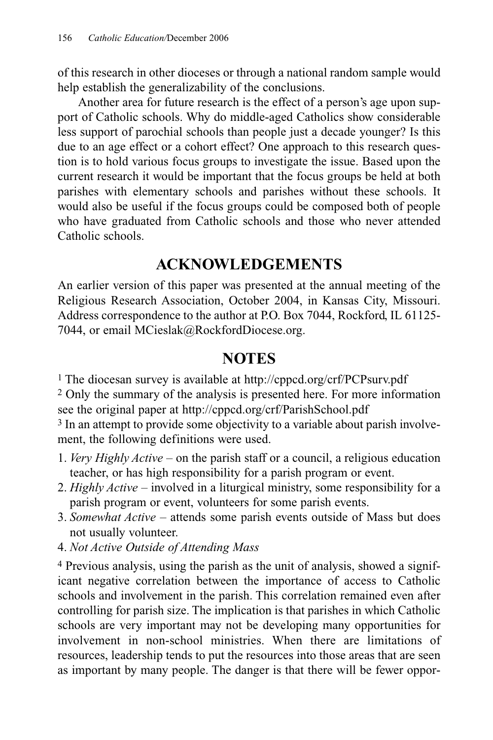of this research in other dioceses or through a national random sample would help establish the generalizability of the conclusions.

Another area for future research is the effect of a person's age upon support of Catholic schools. Why do middle-aged Catholics show considerable less support of parochial schools than people just a decade younger? Is this due to an age effect or a cohort effect? One approach to this research question is to hold various focus groups to investigate the issue. Based upon the current research it would be important that the focus groups be held at both parishes with elementary schools and parishes without these schools. It would also be useful if the focus groups could be composed both of people who have graduated from Catholic schools and those who never attended Catholic schools.

## ACKNOWLEDGEMENTS

An earlier version of this paper was presented at the annual meeting of the Religious Research Association, October 2004, in Kansas City, Missouri. Address correspondence to the author at P.O. Box 7044, Rockford, IL 61125-7044, or email MCieslak@RockfordDiocese.org.

## NOTES

[1] The diocesan survey is available at http://cppcd.org/crf/PCPsurv.pdf

[2] Only the summary of the analysis is presented here. For more information see the original paper at http://cppcd.org/crf/ParishSchool.pdf

[3] In an attempt to provide some objectivity to a variable about parish involvement, the following definitions were used.

1. *Very Highly Active* – on the parish staff or a council, a religious education teacher, or has high responsibility for a parish program or event.
2. *Highly Active* – involved in a liturgical ministry, some responsibility for a parish program or event, volunteers for some parish events.
3. *Somewhat Active* – attends some parish events outside of Mass but does not usually volunteer.
4. *Not Active Outside of Attending Mass*

[4] Previous analysis, using the parish as the unit of analysis, showed a significant negative correlation between the importance of access to Catholic schools and involvement in the parish. This correlation remained even after controlling for parish size. The implication is that parishes in which Catholic schools are very important may not be developing many opportunities for involvement in non-school ministries. When there are limitations of resources, leadership tends to put the resources into those areas that are seen as important by many people. The danger is that there will be fewer oppor-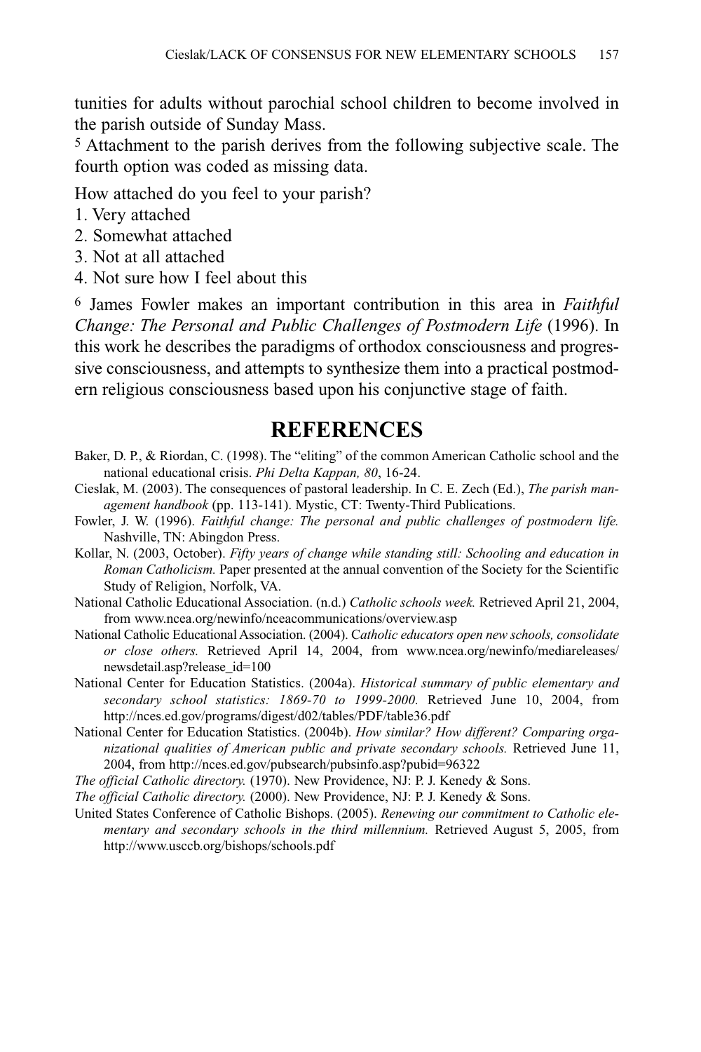tunities for adults without parochial school children to become involved in the parish outside of Sunday Mass.

[5] Attachment to the parish derives from the following subjective scale. The fourth option was coded as missing data.

How attached do you feel to your parish?

1. Very attached
2. Somewhat attached
3. Not at all attached
4. Not sure how I feel about this

[6] James Fowler makes an important contribution in this area in *Faithful Change: The Personal and Public Challenges of Postmodern Life* (1996). In this work he describes the paradigms of orthodox consciousness and progressive consciousness, and attempts to synthesize them into a practical postmodern religious consciousness based upon his conjunctive stage of faith.

## REFERENCES

Baker, D. P., & Riordan, C. (1998). The "eliting" of the common American Catholic school and the national educational crisis. *Phi Delta Kappan, 80*, 16-24.

Cieslak, M. (2003). The consequences of pastoral leadership. In C. E. Zech (Ed.), *The parish management handbook* (pp. 113-141). Mystic, CT: Twenty-Third Publications.

Fowler, J. W. (1996). *Faithful change: The personal and public challenges of postmodern life.* Nashville, TN: Abingdon Press.

Kollar, N. (2003, October). *Fifty years of change while standing still: Schooling and education in Roman Catholicism.* Paper presented at the annual convention of the Society for the Scientific Study of Religion, Norfolk, VA.

National Catholic Educational Association. (n.d.) *Catholic schools week.* Retrieved April 21, 2004, from www.ncea.org/newinfo/nceacommunications/overview.asp

National Catholic Educational Association. (2004). *Catholic educators open new schools, consolidate or close others.* Retrieved April 14, 2004, from www.ncea.org/newinfo/mediareleases/newsdetail.asp?release_id=100

National Center for Education Statistics. (2004a). *Historical summary of public elementary and secondary school statistics: 1869-70 to 1999-2000.* Retrieved June 10, 2004, from http://nces.ed.gov/programs/digest/d02/tables/PDF/table36.pdf

National Center for Education Statistics. (2004b). *How similar? How different? Comparing organizational qualities of American public and private secondary schools.* Retrieved June 11, 2004, from http://nces.ed.gov/pubsearch/pubsinfo.asp?pubid=96322

*The official Catholic directory.* (1970). New Providence, NJ: P. J. Kenedy & Sons.

*The official Catholic directory.* (2000). New Providence, NJ: P. J. Kenedy & Sons.

United States Conference of Catholic Bishops. (2005). *Renewing our commitment to Catholic elementary and secondary schools in the third millennium.* Retrieved August 5, 2005, from http://www.usccb.org/bishops/schools.pdf